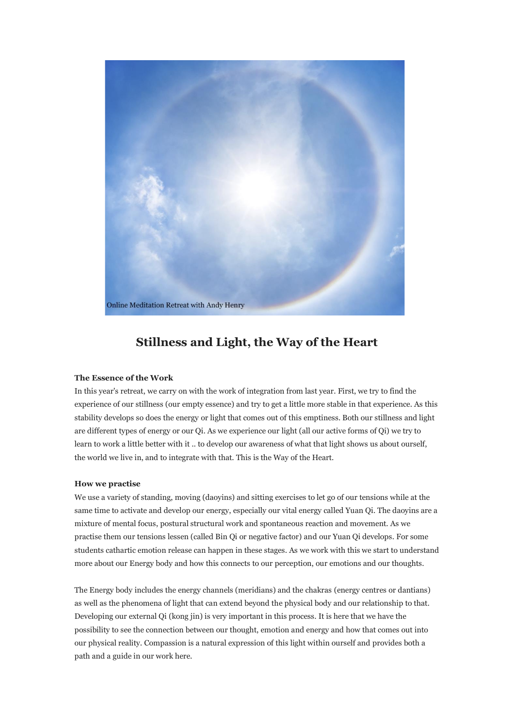Online Meditation Retreat with Andy Henry

# Stillness and Light, the Way of the Heart

**The Essence of the Work**

In this year's retreat, we carry on with the work of integration from last year. First, we try to find the experience of our stillness (our empty essence) and try to get a little more stable in that experience. As this stability develops so does the energy or light that comes out of this emptiness. Both our stillness and light are different types of energy or our Qi. As we experience our light (all our active forms of Qi) we try to learn to work a little better with it .. to develop our awareness of what that light shows us about ourself, the world we live in, and to integrate with that. This is the Way of the Heart.

**How we practise**

We use a variety of standing, moving (daoyins) and sitting exercises to let go of our tensions while at the same time to activate and develop our energy, especially our vital energy called Yuan Qi. The daoyins are a mixture of mental focus, postural structural work and spontaneous reaction and movement. As we practise them our tensions lessen (called Bin Qi or negative factor) and our Yuan Qi develops. For some students cathartic emotion release can happen in these stages. As we work with this we start to understand more about our Energy body and how this connects to our perception, our emotions and our thoughts.

The Energy body includes the energy channels (meridians) and the chakras (energy centres or dantians) as well as the phenomena of light that can extend beyond the physical body and our relationship to that. Developing our external Qi (kong jin) is very important in this process. It is here that we have the possibility to see the connection between our thought, emotion and energy and how that comes out into our physical reality. Compassion is a natural expression of this light within ourself and provides both a path and a guide in our work here.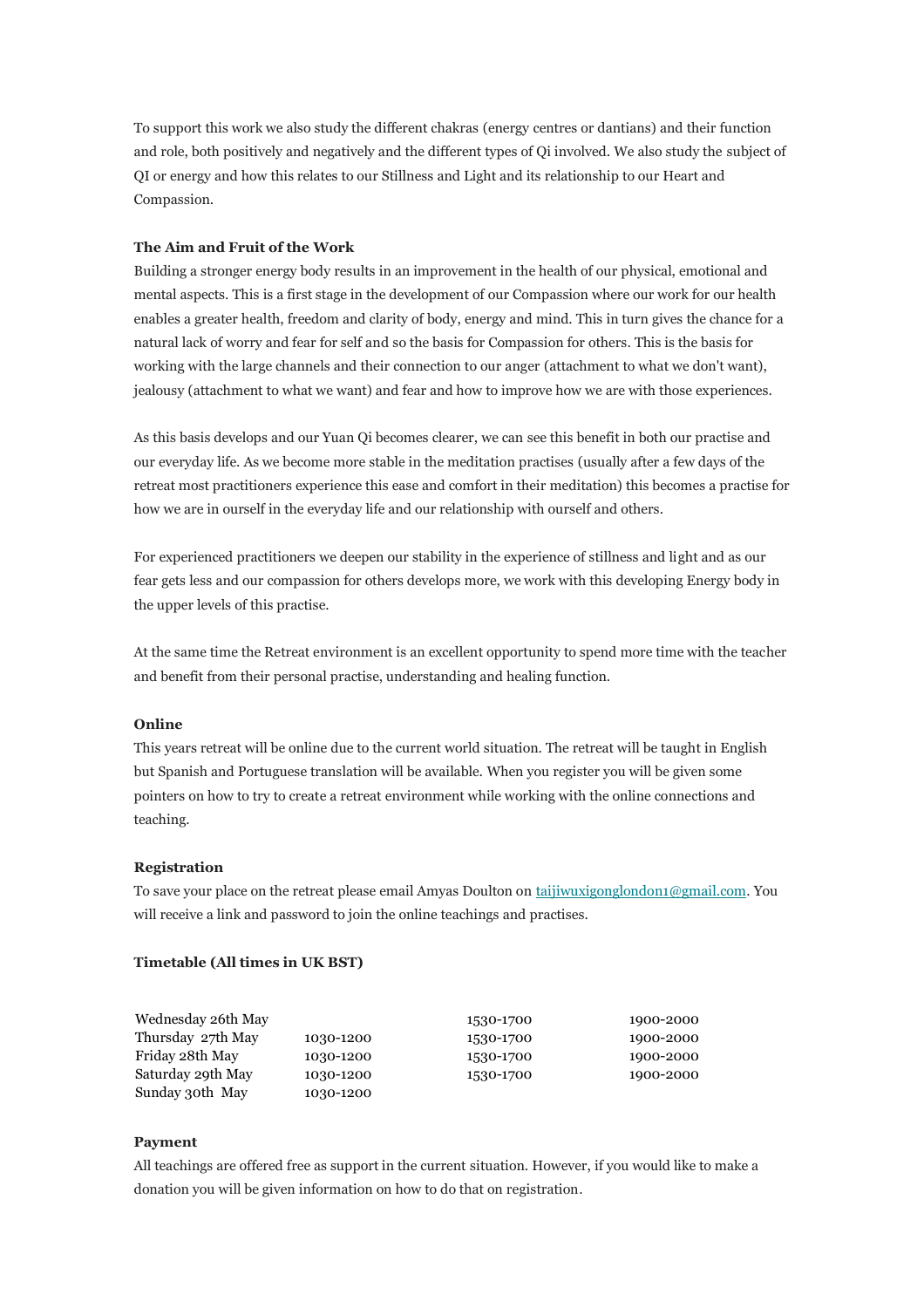To support this work we also study the different chakras (energy centres or dantians) and their function and role, both positively and negatively and the different types of Qi involved. We also study the subject of QI or energy and how this relates to our Stillness and Light and its relationship to our Heart and Compassion.

**The Aim and Fruit of the Work**

Building a stronger energy body results in an improvement in the health of our physical, emotional and mental aspects. This is a first stage in the development of our Compassion where our work for our health enables a greater health, freedom and clarity of body, energy and mind. This in turn gives the chance for a natural lack of worry and fear for self and so the basis for Compassion for others. This is the basis for working with the large channels and their connection to our anger (attachment to what we don't want), jealousy (attachment to what we want) and fear and how to improve how we are with those experiences.

As this basis develops and our Yuan Qi becomes clearer, we can see this benefit in both our practise and our everyday life. As we become more stable in the meditation practises (usually after a few days of the retreat most practitioners experience this ease and comfort in their meditation) this becomes a practise for how we are in ourself in the everyday life and our relationship with ourself and others.

For experienced practitioners we deepen our stability in the experience of stillness and light and as our fear gets less and our compassion for others develops more, we work with this developing Energy body in the upper levels of this practise.

At the same time the Retreat environment is an excellent opportunity to spend more time with the teacher and benefit from their personal practise, understanding and healing function.

**Online**

This years retreat will be online due to the current world situation. The retreat will be taught in English but Spanish and Portuguese translation will be available. When you register you will be given some pointers on how to try to create a retreat environment while working with the online connections and teaching.

**Registration**

To save your place on the retreat please email Amyas Doulton on taijiwuxigonglondon1@gmail.com. You will receive a link and password to join the online teachings and practises.

**Timetable (All times in UK BST)**

| | | | |
|---|---|---|---|
| Wednesday 26th May | | 1530-1700 | 1900-2000 |
| Thursday 27th May | 1030-1200 | 1530-1700 | 1900-2000 |
| Friday 28th May | 1030-1200 | 1530-1700 | 1900-2000 |
| Saturday 29th May | 1030-1200 | 1530-1700 | 1900-2000 |
| Sunday 30th May | 1030-1200 | | |

**Payment**

All teachings are offered free as support in the current situation. However, if you would like to make a donation you will be given information on how to do that on registration.